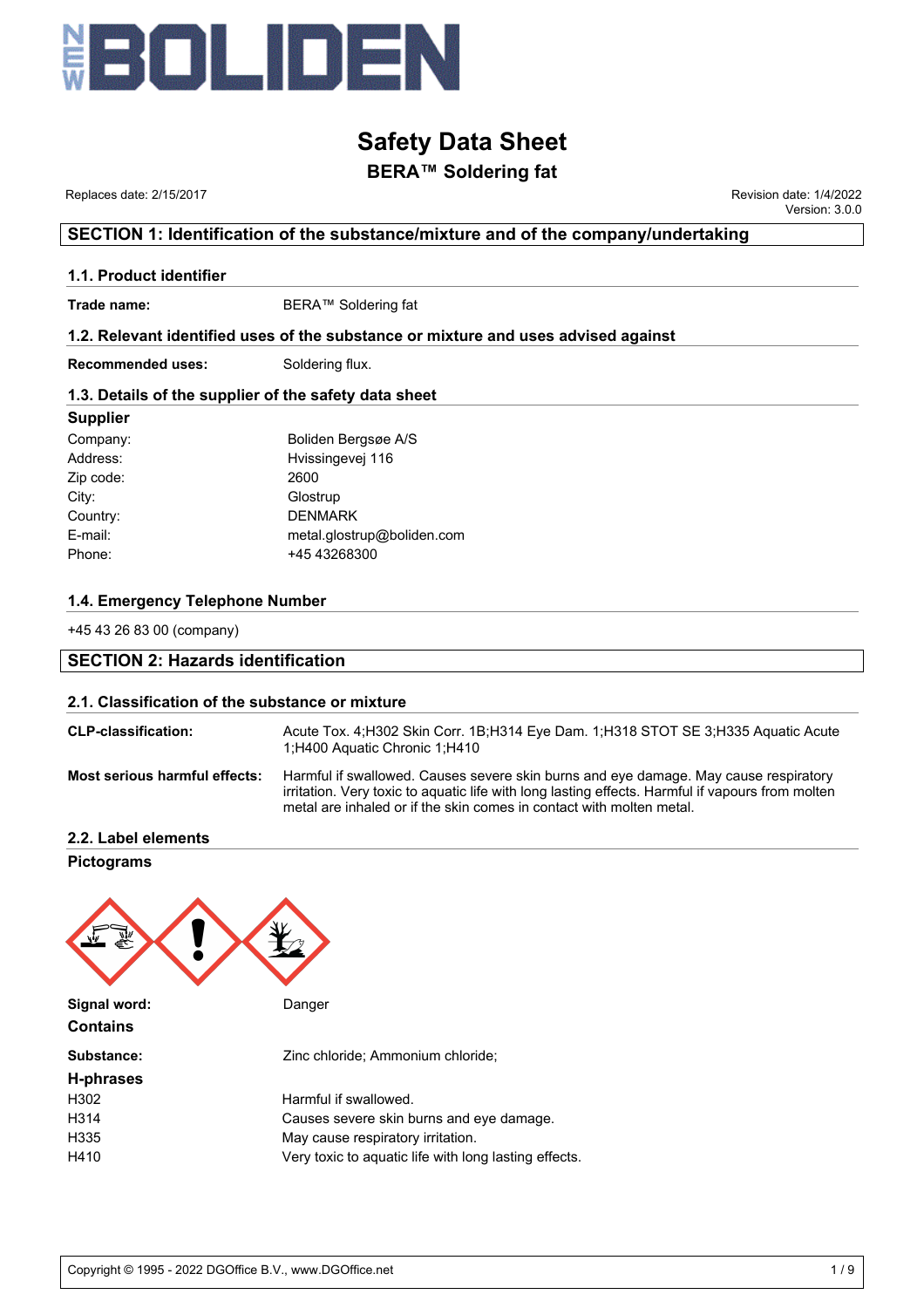# Safety Data Sheet

## BERA™ Soldering fat

Replaces date: 2/15/2017

Revision date: 1/4/2022
Version: 3.0.0

## SECTION 1: Identification of the substance/mixture and of the company/undertaking

### 1.1. Product identifier

**Trade name:** BERA™ Soldering fat

### 1.2. Relevant identified uses of the substance or mixture and uses advised against

**Recommended uses:** Soldering flux.

### 1.3. Details of the supplier of the safety data sheet

**Supplier**

| | |
|---|---|
| Company: | Boliden Bergsøe A/S |
| Address: | Hvissingevej 116 |
| Zip code: | 2600 |
| City: | Glostrup |
| Country: | DENMARK |
| E-mail: | metal.glostrup@boliden.com |
| Phone: | +45 43268300 |

### 1.4. Emergency Telephone Number

+45 43 26 83 00 (company)

## SECTION 2: Hazards identification

### 2.1. Classification of the substance or mixture

**CLP-classification:** Acute Tox. 4;H302 Skin Corr. 1B;H314 Eye Dam. 1;H318 STOT SE 3;H335 Aquatic Acute 1;H400 Aquatic Chronic 1;H410

**Most serious harmful effects:** Harmful if swallowed. Causes severe skin burns and eye damage. May cause respiratory irritation. Very toxic to aquatic life with long lasting effects. Harmful if vapours from molten metal are inhaled or if the skin comes in contact with molten metal.

### 2.2. Label elements

**Pictograms**

**Signal word:** Danger

**Contains**

**Substance:** Zinc chloride; Ammonium chloride;

**H-phrases**

| | |
|---|---|
| H302 | Harmful if swallowed. |
| H314 | Causes severe skin burns and eye damage. |
| H335 | May cause respiratory irritation. |
| H410 | Very toxic to aquatic life with long lasting effects. |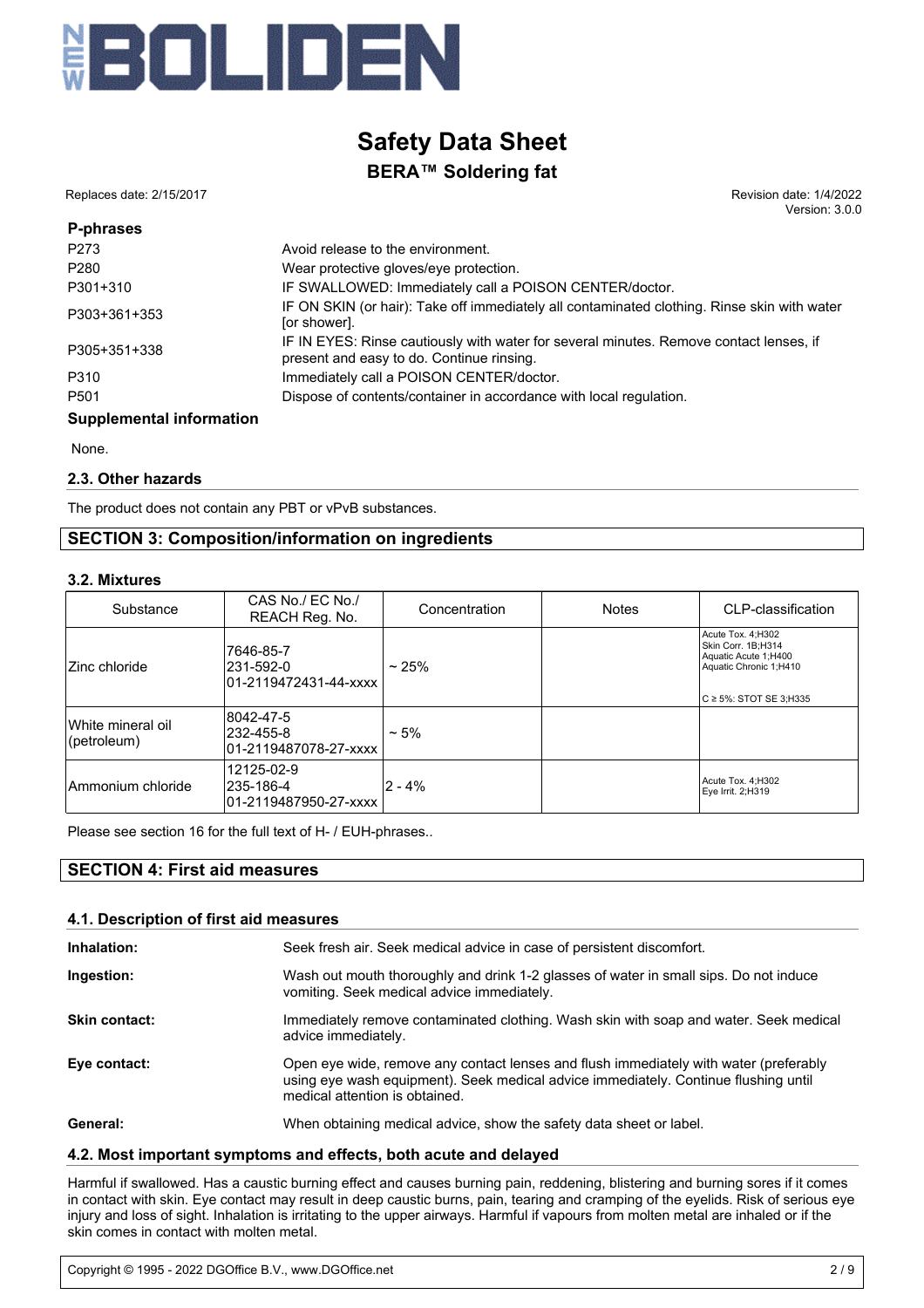**P-phrases**

| | |
|---|---|
| P273 | Avoid release to the environment. |
| P280 | Wear protective gloves/eye protection. |
| P301+310 | IF SWALLOWED: Immediately call a POISON CENTER/doctor. |
| P303+361+353 | IF ON SKIN (or hair): Take off immediately all contaminated clothing. Rinse skin with water [or shower]. |
| P305+351+338 | IF IN EYES: Rinse cautiously with water for several minutes. Remove contact lenses, if present and easy to do. Continue rinsing. |
| P310 | Immediately call a POISON CENTER/doctor. |
| P501 | Dispose of contents/container in accordance with local regulation. |

**Supplemental information**

None.

### 2.3. Other hazards

The product does not contain any PBT or vPvB substances.

## SECTION 3: Composition/information on ingredients

### 3.2. Mixtures

| Substance | CAS No./ EC No./ REACH Reg. No. | Concentration | Notes | CLP-classification |
|---|---|---|---|---|
| Zinc chloride | 7646-85-7<br>231-592-0<br>01-2119472431-44-xxxx | ~ 25% | | Acute Tox. 4;H302<br>Skin Corr. 1B;H314<br>Aquatic Acute 1;H400<br>Aquatic Chronic 1;H410<br><br>C ≥ 5%: STOT SE 3;H335 |
| White mineral oil (petroleum) | 8042-47-5<br>232-455-8<br>01-2119487078-27-xxxx | ~ 5% | | |
| Ammonium chloride | 12125-02-9<br>235-186-4<br>01-2119487950-27-xxxx | 2 - 4% | | Acute Tox. 4;H302<br>Eye Irrit. 2;H319 |

Please see section 16 for the full text of H- / EUH-phrases..

## SECTION 4: First aid measures

### 4.1. Description of first aid measures

**Inhalation:** Seek fresh air. Seek medical advice in case of persistent discomfort.

**Ingestion:** Wash out mouth thoroughly and drink 1-2 glasses of water in small sips. Do not induce vomiting. Seek medical advice immediately.

**Skin contact:** Immediately remove contaminated clothing. Wash skin with soap and water. Seek medical advice immediately.

**Eye contact:** Open eye wide, remove any contact lenses and flush immediately with water (preferably using eye wash equipment). Seek medical advice immediately. Continue flushing until medical attention is obtained.

**General:** When obtaining medical advice, show the safety data sheet or label.

### 4.2. Most important symptoms and effects, both acute and delayed

Harmful if swallowed. Has a caustic burning effect and causes burning pain, reddening, blistering and burning sores if it comes in contact with skin. Eye contact may result in deep caustic burns, pain, tearing and cramping of the eyelids. Risk of serious eye injury and loss of sight. Inhalation is irritating to the upper airways. Harmful if vapours from molten metal are inhaled or if the skin comes in contact with molten metal.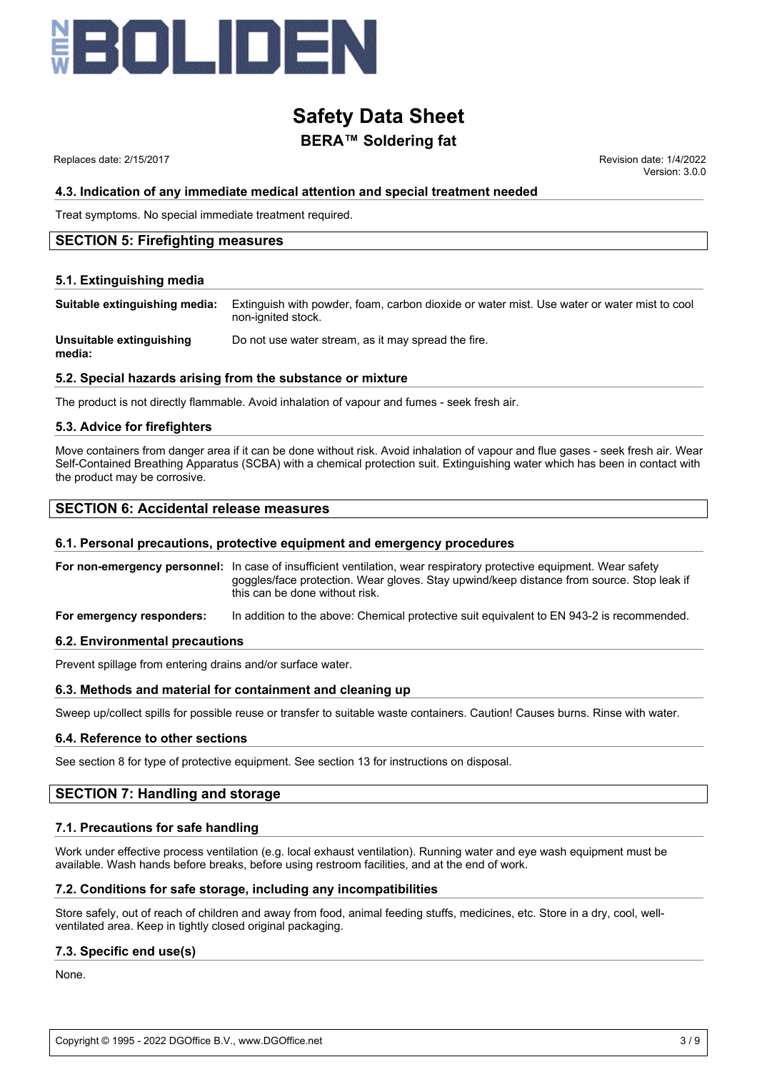### 4.3. Indication of any immediate medical attention and special treatment needed

Treat symptoms. No special immediate treatment required.

## SECTION 5: Firefighting measures

### 5.1. Extinguishing media

**Suitable extinguishing media:** Extinguish with powder, foam, carbon dioxide or water mist. Use water or water mist to cool non-ignited stock.

**Unsuitable extinguishing media:** Do not use water stream, as it may spread the fire.

### 5.2. Special hazards arising from the substance or mixture

The product is not directly flammable. Avoid inhalation of vapour and fumes - seek fresh air.

### 5.3. Advice for firefighters

Move containers from danger area if it can be done without risk. Avoid inhalation of vapour and flue gases - seek fresh air. Wear Self-Contained Breathing Apparatus (SCBA) with a chemical protection suit. Extinguishing water which has been in contact with the product may be corrosive.

## SECTION 6: Accidental release measures

### 6.1. Personal precautions, protective equipment and emergency procedures

**For non-emergency personnel:** In case of insufficient ventilation, wear respiratory protective equipment. Wear safety goggles/face protection. Wear gloves. Stay upwind/keep distance from source. Stop leak if this can be done without risk.

**For emergency responders:** In addition to the above: Chemical protective suit equivalent to EN 943-2 is recommended.

### 6.2. Environmental precautions

Prevent spillage from entering drains and/or surface water.

### 6.3. Methods and material for containment and cleaning up

Sweep up/collect spills for possible reuse or transfer to suitable waste containers. Caution! Causes burns. Rinse with water.

### 6.4. Reference to other sections

See section 8 for type of protective equipment. See section 13 for instructions on disposal.

## SECTION 7: Handling and storage

### 7.1. Precautions for safe handling

Work under effective process ventilation (e.g. local exhaust ventilation). Running water and eye wash equipment must be available. Wash hands before breaks, before using restroom facilities, and at the end of work.

### 7.2. Conditions for safe storage, including any incompatibilities

Store safely, out of reach of children and away from food, animal feeding stuffs, medicines, etc. Store in a dry, cool, well-ventilated area. Keep in tightly closed original packaging.

### 7.3. Specific end use(s)

None.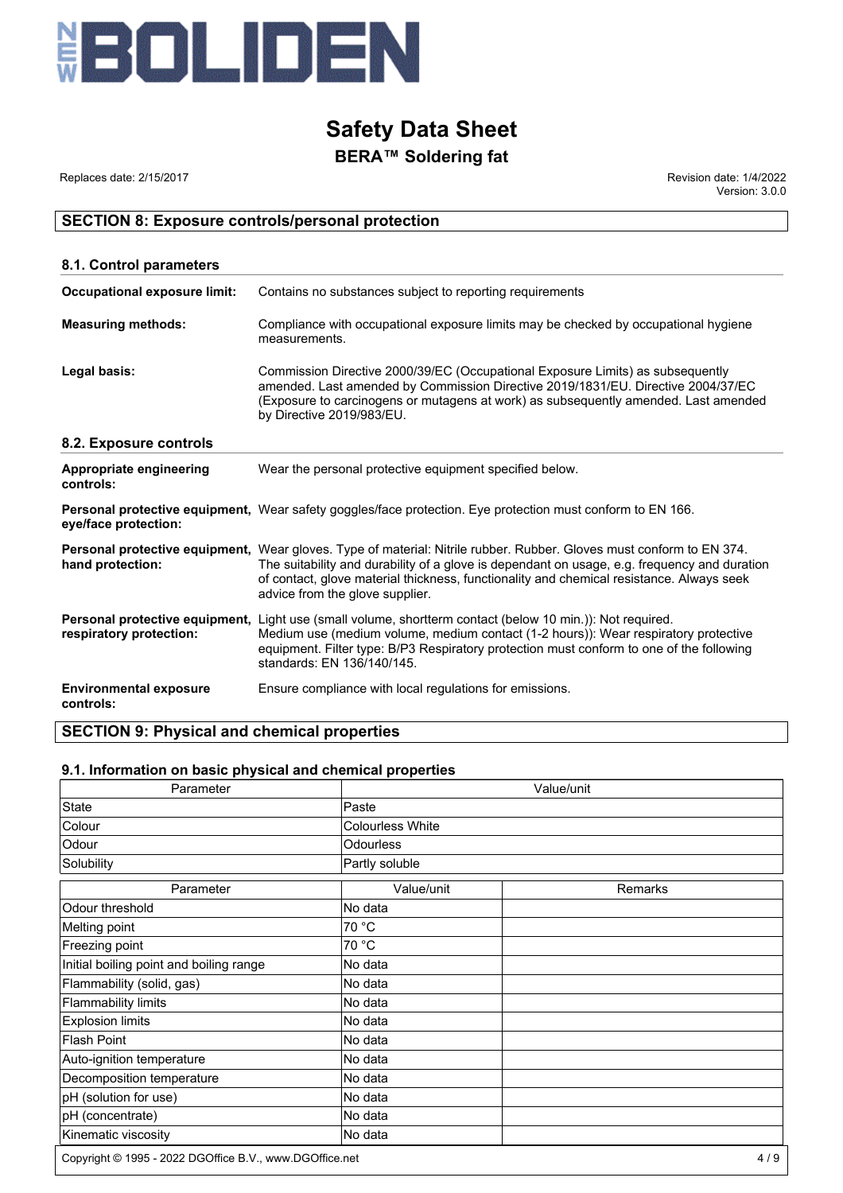## SECTION 8: Exposure controls/personal protection

### 8.1. Control parameters

**Occupational exposure limit:** Contains no substances subject to reporting requirements

**Measuring methods:** Compliance with occupational exposure limits may be checked by occupational hygiene measurements.

**Legal basis:** Commission Directive 2000/39/EC (Occupational Exposure Limits) as subsequently amended. Last amended by Commission Directive 2019/1831/EU. Directive 2004/37/EC (Exposure to carcinogens or mutagens at work) as subsequently amended. Last amended by Directive 2019/983/EU.

### 8.2. Exposure controls

**Appropriate engineering controls:** Wear the personal protective equipment specified below.

**Personal protective equipment, eye/face protection:** Wear safety goggles/face protection. Eye protection must conform to EN 166.

**Personal protective equipment, hand protection:** Wear gloves. Type of material: Nitrile rubber. Rubber. Gloves must conform to EN 374. The suitability and durability of a glove is dependant on usage, e.g. frequency and duration of contact, glove material thickness, functionality and chemical resistance. Always seek advice from the glove supplier.

**Personal protective equipment, respiratory protection:** Light use (small volume, shortterm contact (below 10 min.)): Not required. Medium use (medium volume, medium contact (1-2 hours)): Wear respiratory protective equipment. Filter type: B/P3 Respiratory protection must conform to one of the following standards: EN 136/140/145.

**Environmental exposure controls:** Ensure compliance with local regulations for emissions.

## SECTION 9: Physical and chemical properties

### 9.1. Information on basic physical and chemical properties

| Parameter | Value/unit |
|---|---|
| State | Paste |
| Colour | Colourless White |
| Odour | Odourless |
| Solubility | Partly soluble |

| Parameter | Value/unit | Remarks |
|---|---|---|
| Odour threshold | No data | |
| Melting point | 70 °C | |
| Freezing point | 70 °C | |
| Initial boiling point and boiling range | No data | |
| Flammability (solid, gas) | No data | |
| Flammability limits | No data | |
| Explosion limits | No data | |
| Flash Point | No data | |
| Auto-ignition temperature | No data | |
| Decomposition temperature | No data | |
| pH (solution for use) | No data | |
| pH (concentrate) | No data | |
| Kinematic viscosity | No data | |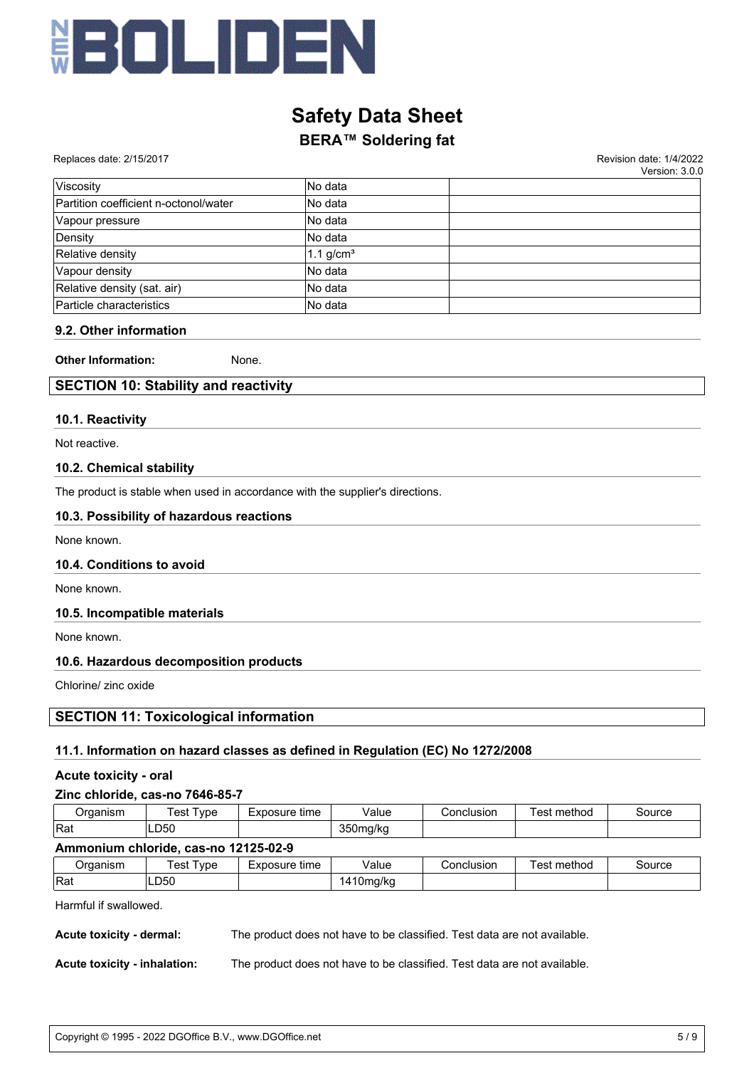| Viscosity | No data | |
|---|---|---|
| Partition coefficient n-octonol/water | No data | |
| Vapour pressure | No data | |
| Density | No data | |
| Relative density | 1.1 g/cm³ | |
| Vapour density | No data | |
| Relative density (sat. air) | No data | |
| Particle characteristics | No data | |

### 9.2. Other information

**Other Information:** None.

## SECTION 10: Stability and reactivity

### 10.1. Reactivity

Not reactive.

### 10.2. Chemical stability

The product is stable when used in accordance with the supplier's directions.

### 10.3. Possibility of hazardous reactions

None known.

### 10.4. Conditions to avoid

None known.

### 10.5. Incompatible materials

None known.

### 10.6. Hazardous decomposition products

Chlorine/ zinc oxide

## SECTION 11: Toxicological information

### 11.1. Information on hazard classes as defined in Regulation (EC) No 1272/2008

**Acute toxicity - oral**

**Zinc chloride, cas-no 7646-85-7**

| Organism | Test Type | Exposure time | Value | Conclusion | Test method | Source |
|---|---|---|---|---|---|---|
| Rat | LD50 | | 350mg/kg | | | |

**Ammonium chloride, cas-no 12125-02-9**

| Organism | Test Type | Exposure time | Value | Conclusion | Test method | Source |
|---|---|---|---|---|---|---|
| Rat | LD50 | | 1410mg/kg | | | |

Harmful if swallowed.

**Acute toxicity - dermal:** The product does not have to be classified. Test data are not available.

**Acute toxicity - inhalation:** The product does not have to be classified. Test data are not available.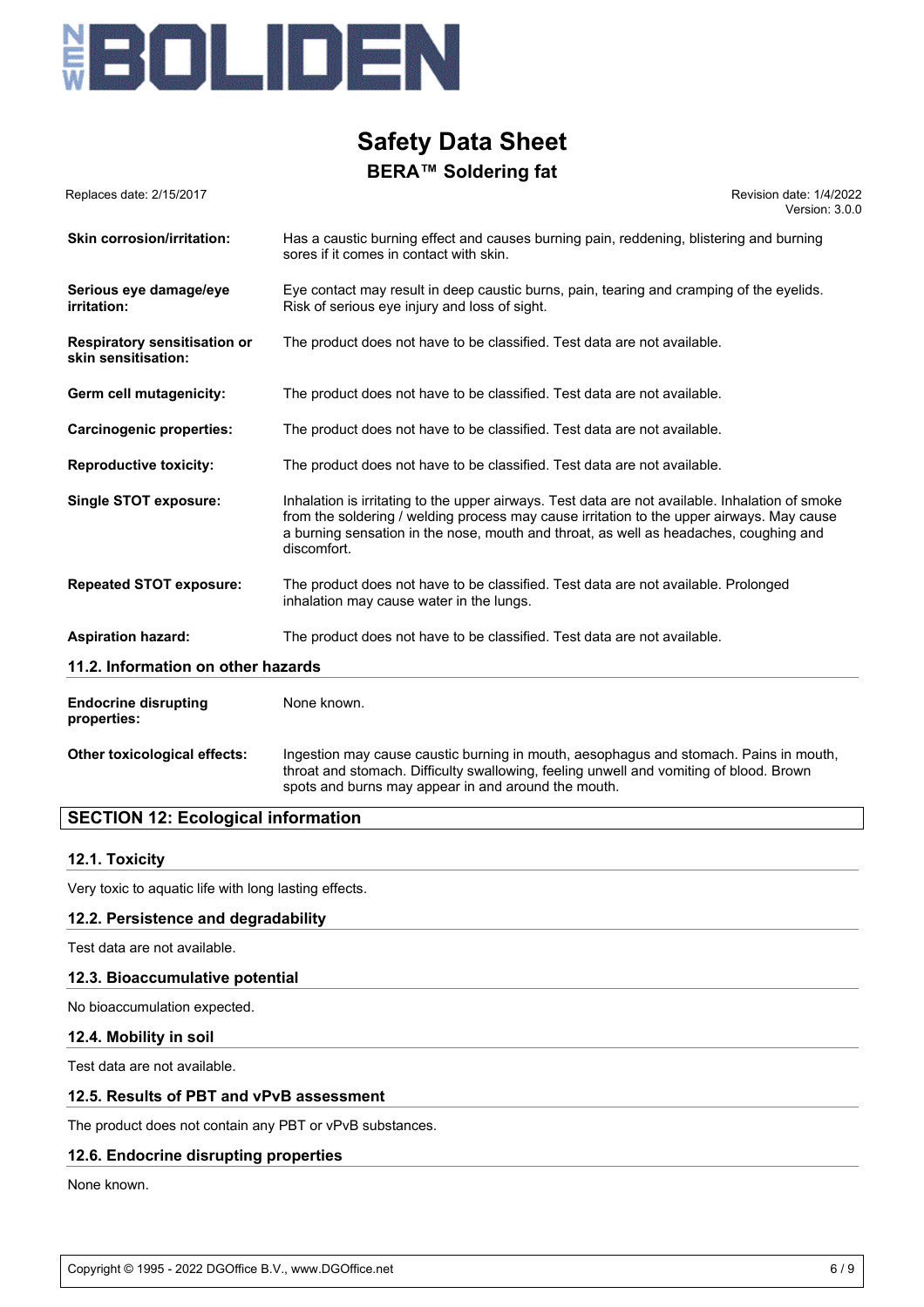**Skin corrosion/irritation:** Has a caustic burning effect and causes burning pain, reddening, blistering and burning sores if it comes in contact with skin.

**Serious eye damage/eye irritation:** Eye contact may result in deep caustic burns, pain, tearing and cramping of the eyelids. Risk of serious eye injury and loss of sight.

**Respiratory sensitisation or skin sensitisation:** The product does not have to be classified. Test data are not available.

**Germ cell mutagenicity:** The product does not have to be classified. Test data are not available.

**Carcinogenic properties:** The product does not have to be classified. Test data are not available.

**Reproductive toxicity:** The product does not have to be classified. Test data are not available.

**Single STOT exposure:** Inhalation is irritating to the upper airways. Test data are not available. Inhalation of smoke from the soldering / welding process may cause irritation to the upper airways. May cause a burning sensation in the nose, mouth and throat, as well as headaches, coughing and discomfort.

**Repeated STOT exposure:** The product does not have to be classified. Test data are not available. Prolonged inhalation may cause water in the lungs.

**Aspiration hazard:** The product does not have to be classified. Test data are not available.

### 11.2. Information on other hazards

**Endocrine disrupting properties:** None known.

**Other toxicological effects:** Ingestion may cause caustic burning in mouth, aesophagus and stomach. Pains in mouth, throat and stomach. Difficulty swallowing, feeling unwell and vomiting of blood. Brown spots and burns may appear in and around the mouth.

## SECTION 12: Ecological information

### 12.1. Toxicity

Very toxic to aquatic life with long lasting effects.

### 12.2. Persistence and degradability

Test data are not available.

### 12.3. Bioaccumulative potential

No bioaccumulation expected.

### 12.4. Mobility in soil

Test data are not available.

### 12.5. Results of PBT and vPvB assessment

The product does not contain any PBT or vPvB substances.

### 12.6. Endocrine disrupting properties

None known.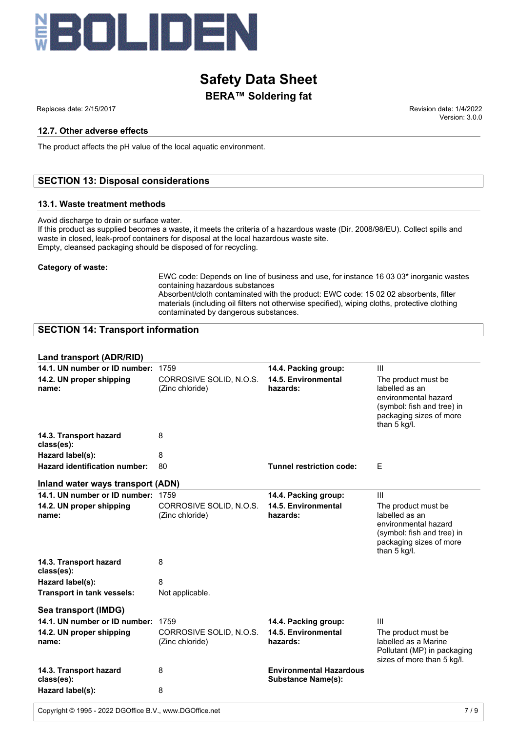### 12.7. Other adverse effects

The product affects the pH value of the local aquatic environment.

## SECTION 13: Disposal considerations

### 13.1. Waste treatment methods

Avoid discharge to drain or surface water.
If this product as supplied becomes a waste, it meets the criteria of a hazardous waste (Dir. 2008/98/EU). Collect spills and waste in closed, leak-proof containers for disposal at the local hazardous waste site.
Empty, cleansed packaging should be disposed of for recycling.

**Category of waste:**

EWC code: Depends on line of business and use, for instance 16 03 03* inorganic wastes containing hazardous substances
Absorbent/cloth contaminated with the product: EWC code: 15 02 02 absorbents, filter materials (including oil filters not otherwise specified), wiping cloths, protective clothing contaminated by dangerous substances.

## SECTION 14: Transport information

### Land transport (ADR/RID)

| | | | |
|---|---|---|---|
| **14.1. UN number or ID number:** | 1759 | **14.4. Packing group:** | III |
| **14.2. UN proper shipping name:** | CORROSIVE SOLID, N.O.S. (Zinc chloride) | **14.5. Environmental hazards:** | The product must be labelled as an environmental hazard (symbol: fish and tree) in packaging sizes of more than 5 kg/l. |
| **14.3. Transport hazard class(es):** | 8 | | |
| **Hazard label(s):** | 8 | | |
| **Hazard identification number:** | 80 | **Tunnel restriction code:** | E |

### Inland water ways transport (ADN)

| | | | |
|---|---|---|---|
| **14.1. UN number or ID number:** | 1759 | **14.4. Packing group:** | III |
| **14.2. UN proper shipping name:** | CORROSIVE SOLID, N.O.S. (Zinc chloride) | **14.5. Environmental hazards:** | The product must be labelled as an environmental hazard (symbol: fish and tree) in packaging sizes of more than 5 kg/l. |
| **14.3. Transport hazard class(es):** | 8 | | |
| **Hazard label(s):** | 8 | | |
| **Transport in tank vessels:** | Not applicable. | | |

### Sea transport (IMDG)

| | | | |
|---|---|---|---|
| **14.1. UN number or ID number:** | 1759 | **14.4. Packing group:** | III |
| **14.2. UN proper shipping name:** | CORROSIVE SOLID, N.O.S. (Zinc chloride) | **14.5. Environmental hazards:** | The product must be labelled as a Marine Pollutant (MP) in packaging sizes of more than 5 kg/l. |
| **14.3. Transport hazard class(es):** | 8 | **Environmental Hazardous Substance Name(s):** | |
| **Hazard label(s):** | 8 | | |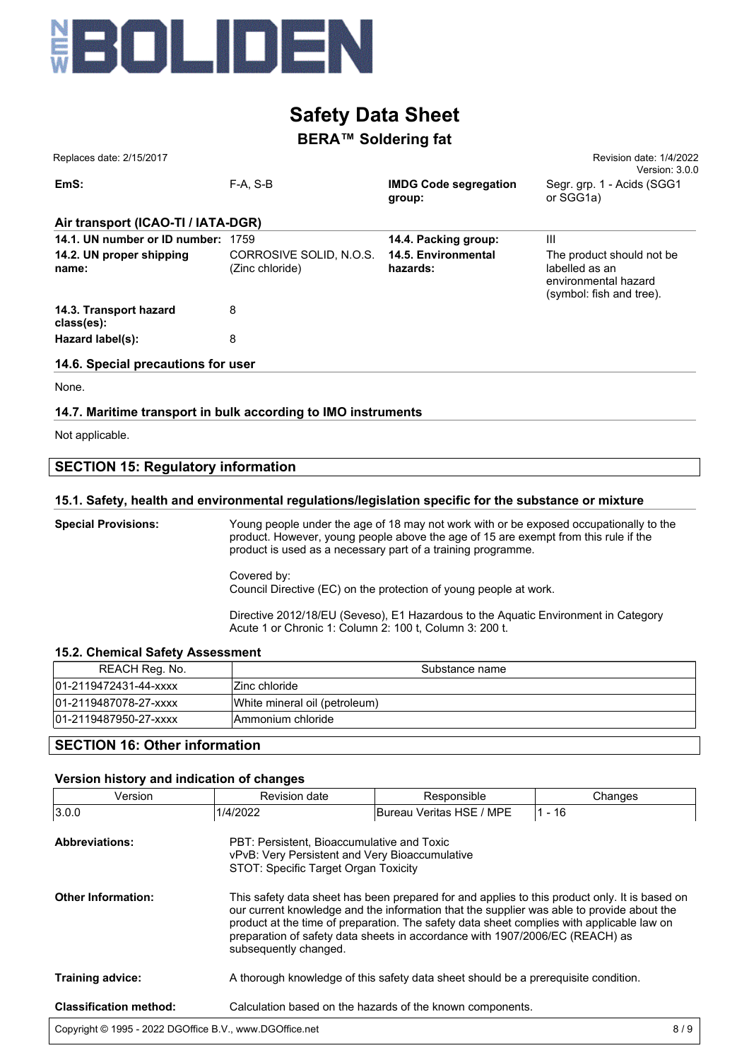| | | | |
|---|---|---|---|
| **EmS:** | F-A, S-B | **IMDG Code segregation group:** | Segr. grp. 1 - Acids (SGG1 or SGG1a) |

**Air transport (ICAO-TI / IATA-DGR)**

| | | | |
|---|---|---|---|
| **14.1. UN number or ID number:** | 1759 | **14.4. Packing group:** | III |
| **14.2. UN proper shipping name:** | CORROSIVE SOLID, N.O.S. (Zinc chloride) | **14.5. Environmental hazards:** | The product should not be labelled as an environmental hazard (symbol: fish and tree). |
| **14.3. Transport hazard class(es):** | 8 | | |
| **Hazard label(s):** | 8 | | |

**14.6. Special precautions for user**

None.

**14.7. Maritime transport in bulk according to IMO instruments**

Not applicable.

## SECTION 15: Regulatory information

### 15.1. Safety, health and environmental regulations/legislation specific for the substance or mixture

**Special Provisions:**

Young people under the age of 18 may not work with or be exposed occupationally to the product. However, young people above the age of 15 are exempt from this rule if the product is used as a necessary part of a training programme.

Covered by:
Council Directive (EC) on the protection of young people at work.

Directive 2012/18/EU (Seveso), E1 Hazardous to the Aquatic Environment in Category Acute 1 or Chronic 1: Column 2: 100 t, Column 3: 200 t.

### 15.2. Chemical Safety Assessment

| REACH Reg. No. | Substance name |
|---|---|
| 01-2119472431-44-xxxx | Zinc chloride |
| 01-2119487078-27-xxxx | White mineral oil (petroleum) |
| 01-2119487950-27-xxxx | Ammonium chloride |

## SECTION 16: Other information

### Version history and indication of changes

| Version | Revision date | Responsible | Changes |
|---|---|---|---|
| 3.0.0 | 1/4/2022 | Bureau Veritas HSE / MPE | 1 - 16 |

**Abbreviations:**

PBT: Persistent, Bioaccumulative and Toxic
vPvB: Very Persistent and Very Bioaccumulative
STOT: Specific Target Organ Toxicity

**Other Information:**

This safety data sheet has been prepared for and applies to this product only. It is based on our current knowledge and the information that the supplier was able to provide about the product at the time of preparation. The safety data sheet complies with applicable law on preparation of safety data sheets in accordance with 1907/2006/EC (REACH) as subsequently changed.

**Training advice:**

A thorough knowledge of this safety data sheet should be a prerequisite condition.

**Classification method:**

Calculation based on the hazards of the known components.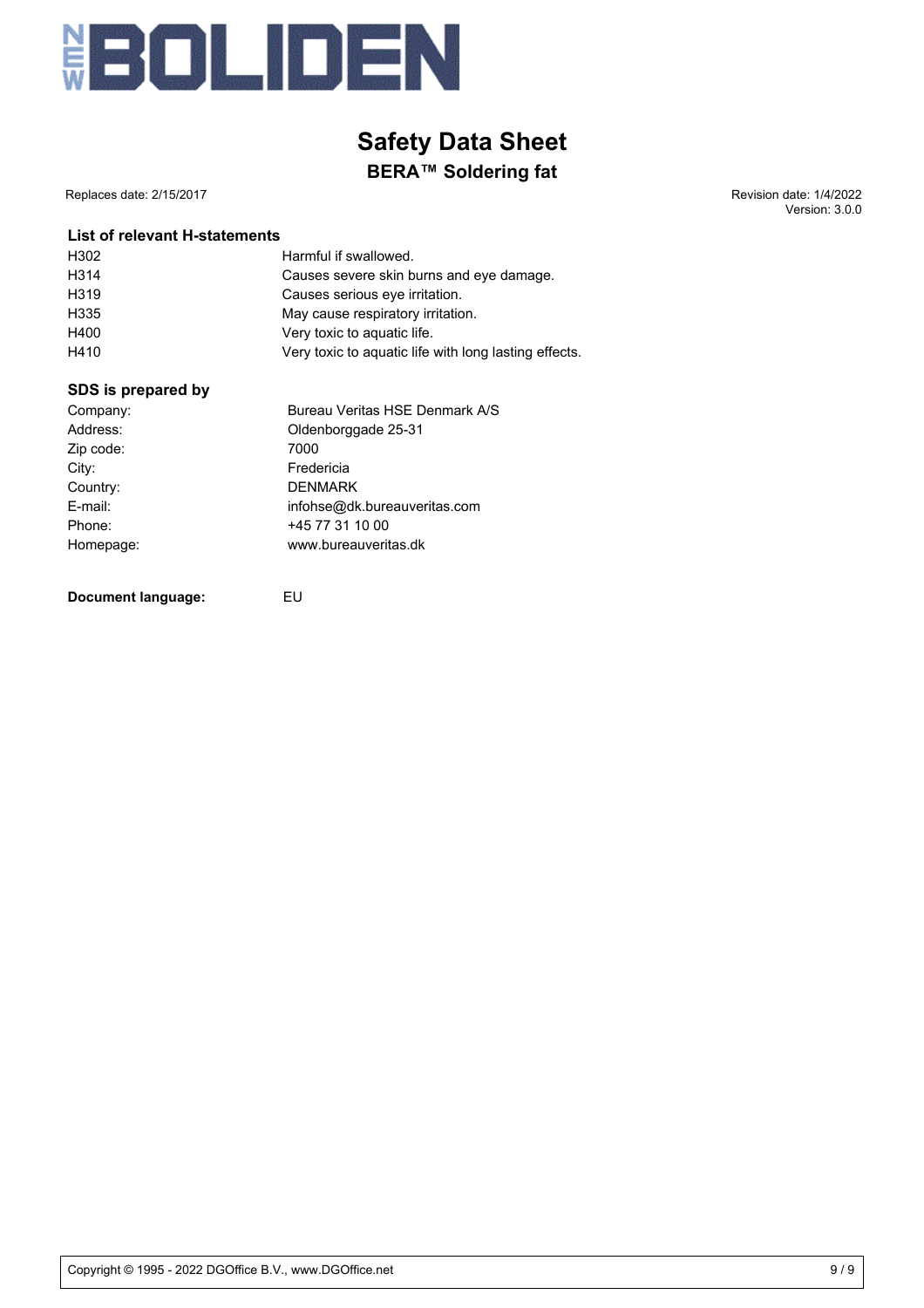# Safety Data Sheet

## BERA™ Soldering fat

Replaces date: 2/15/2017

Revision date: 1/4/2022
Version: 3.0.0

### List of relevant H-statements

| | |
|---|---|
| H302 | Harmful if swallowed. |
| H314 | Causes severe skin burns and eye damage. |
| H319 | Causes serious eye irritation. |
| H335 | May cause respiratory irritation. |
| H400 | Very toxic to aquatic life. |
| H410 | Very toxic to aquatic life with long lasting effects. |

### SDS is prepared by

| | |
|---|---|
| Company: | Bureau Veritas HSE Denmark A/S |
| Address: | Oldenborggade 25-31 |
| Zip code: | 7000 |
| City: | Fredericia |
| Country: | DENMARK |
| E-mail: | infohse@dk.bureauveritas.com |
| Phone: | +45 77 31 10 00 |
| Homepage: | www.bureauveritas.dk |

**Document language:** EU